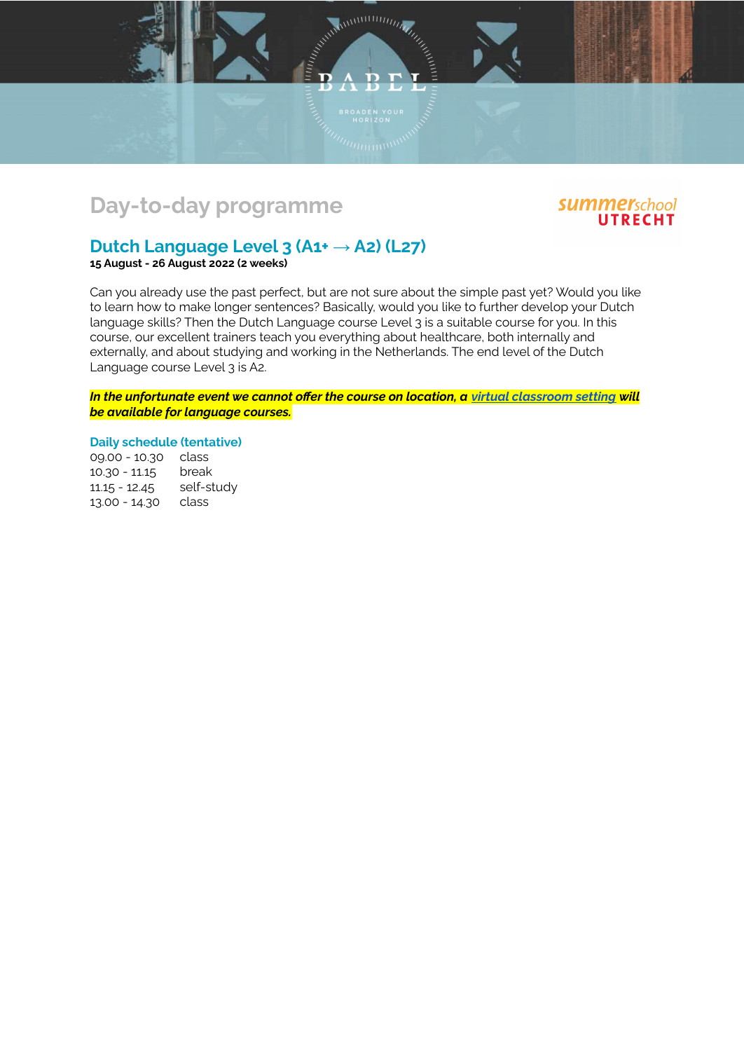# Day-to-day programme

## Dutch Language Level 3 (A1+ → A2) (L27)

**15 August - 26 August 2022 (2 weeks)**

Can you already use the past perfect, but are not sure about the simple past yet? Would you like to learn how to make longer sentences? Basically, would you like to further develop your Dutch language skills? Then the Dutch Language course Level 3 is a suitable course for you. In this course, our excellent trainers teach you everything about healthcare, both internally and externally, and about studying and working in the Netherlands. The end level of the Dutch Language course Level 3 is A2.

***In the unfortunate event we cannot offer the course on location, a virtual classroom setting will be available for language courses.***

### Daily schedule (tentative)

| | |
|---|---|
| 09.00 - 10.30 | class |
| 10.30 - 11.15 | break |
| 11.15 - 12.45 | self-study |
| 13.00 - 14.30 | class |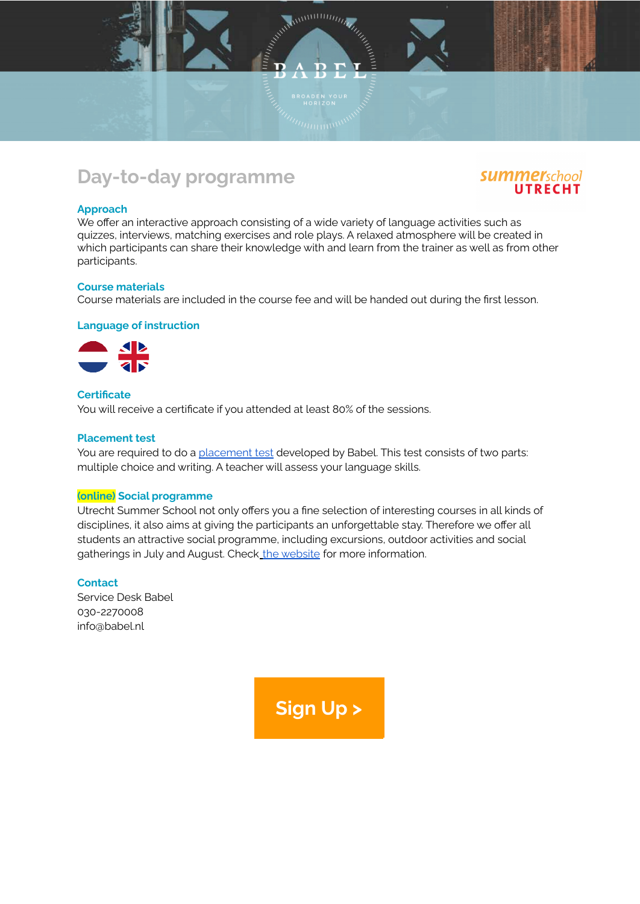# Day-to-day programme

### Approach

We offer an interactive approach consisting of a wide variety of language activities such as quizzes, interviews, matching exercises and role plays. A relaxed atmosphere will be created in which participants can share their knowledge with and learn from the trainer as well as from other participants.

### Course materials

Course materials are included in the course fee and will be handed out during the first lesson.

### Language of instruction

### Certificate

You will receive a certificate if you attended at least 80% of the sessions.

### Placement test

You are required to do a placement test developed by Babel. This test consists of two parts: multiple choice and writing. A teacher will assess your language skills.

### (online) Social programme

Utrecht Summer School not only offers you a fine selection of interesting courses in all kinds of disciplines, it also aims at giving the participants an unforgettable stay. Therefore we offer all students an attractive social programme, including excursions, outdoor activities and social gatherings in July and August. Check the website for more information.

### Contact

Service Desk Babel
030-2270008
info@babel.nl

**Sign Up >**